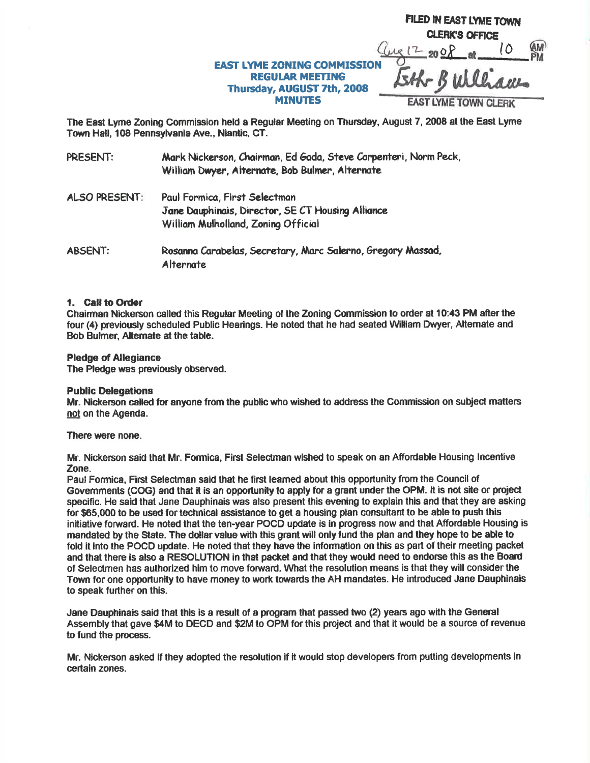FILED IN EAST LYME TOWN CLERK'S OFFICE
Aug 12 2008 at 10 AM
Beth B Williams
EAST LYME TOWN CLERK

# EAST LYME ZONING COMMISSION
## REGULAR MEETING
## Thursday, AUGUST 7th, 2008
## MINUTES

The East Lyme Zoning Commission held a Regular Meeting on Thursday, August 7, 2008 at the East Lyme Town Hall, 108 Pennsylvania Ave., Niantic, CT.

PRESENT: Mark Nickerson, Chairman, Ed Gada, Steve Carpenteri, Norm Peck, William Dwyer, Alternate, Bob Bulmer, Alternate

ALSO PRESENT: Paul Formica, First Selectman
Jane Dauphinais, Director, SE CT Housing Alliance
William Mulholland, Zoning Official

ABSENT: Rosanna Carabelas, Secretary, Marc Salerno, Gregory Massad, Alternate

**1. Call to Order**
Chairman Nickerson called this Regular Meeting of the Zoning Commission to order at 10:43 PM after the four (4) previously scheduled Public Hearings. He noted that he had seated William Dwyer, Alternate and Bob Bulmer, Alternate at the table.

**Pledge of Allegiance**
The Pledge was previously observed.

**Public Delegations**
Mr. Nickerson called for anyone from the public who wished to address the Commission on subject matters not on the Agenda.

There were none.

Mr. Nickerson said that Mr. Formica, First Selectman wished to speak on an Affordable Housing Incentive Zone.
Paul Formica, First Selectman said that he first learned about this opportunity from the Council of Governments (COG) and that it is an opportunity to apply for a grant under the OPM. It is not site or project specific. He said that Jane Dauphinais was also present this evening to explain this and that they are asking for $65,000 to be used for technical assistance to get a housing plan consultant to be able to push this initiative forward. He noted that the ten-year POCD update is in progress now and that Affordable Housing is mandated by the State. The dollar value with this grant will only fund the plan and they hope to be able to fold it into the POCD update. He noted that they have the information on this as part of their meeting packet and that there is also a RESOLUTION in that packet and that they would need to endorse this as the Board of Selectmen has authorized him to move forward. What the resolution means is that they will consider the Town for one opportunity to have money to work towards the AH mandates. He introduced Jane Dauphinais to speak further on this.

Jane Dauphinais said that this is a result of a program that passed two (2) years ago with the General Assembly that gave $4M to DECD and $2M to OPM for this project and that it would be a source of revenue to fund the process.

Mr. Nickerson asked if they adopted the resolution if it would stop developers from putting developments in certain zones.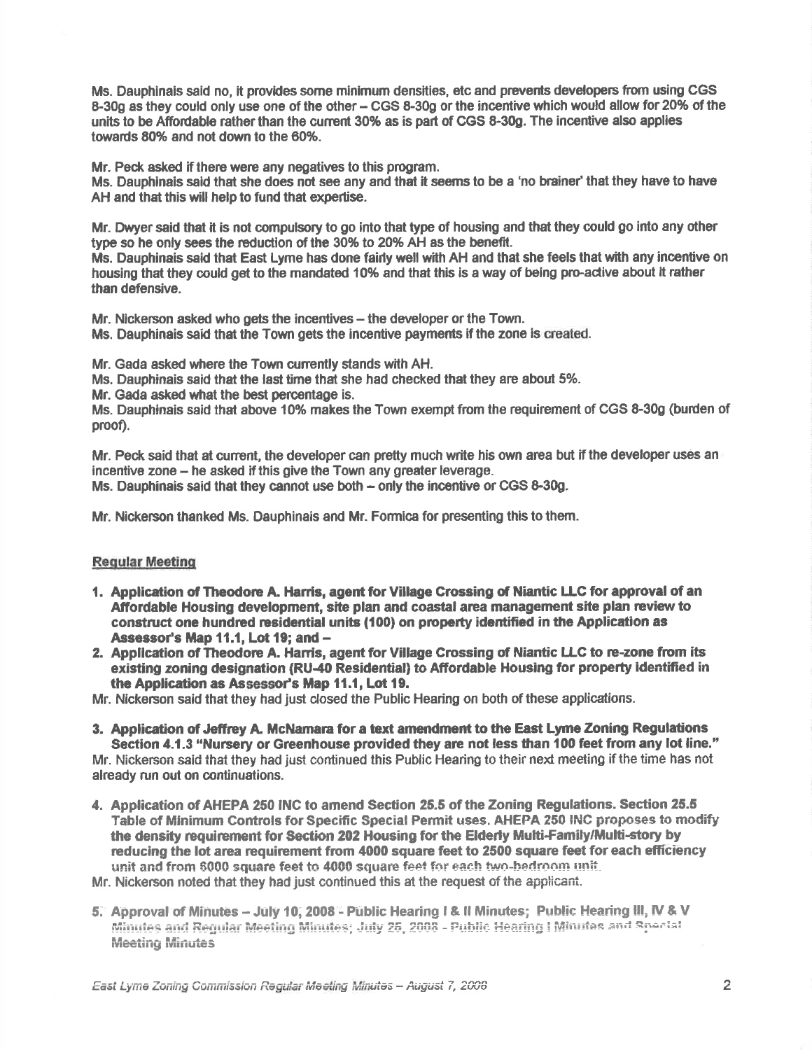Ms. Dauphinais said no, it provides some minimum densities, etc and prevents developers from using CGS 8-30g as they could only use one of the other – CGS 8-30g or the incentive which would allow for 20% of the units to be Affordable rather than the current 30% as is part of CGS 8-30g. The incentive also applies towards 80% and not down to the 60%.

Mr. Peck asked if there were any negatives to this program.
Ms. Dauphinais said that she does not see any and that it seems to be a 'no brainer' that they have to have AH and that this will help to fund that expertise.

Mr. Dwyer said that it is not compulsory to go into that type of housing and that they could go into any other type so he only sees the reduction of the 30% to 20% AH as the benefit.
Ms. Dauphinais said that East Lyme has done fairly well with AH and that she feels that with any incentive on housing that they could get to the mandated 10% and that this is a way of being pro-active about it rather than defensive.

Mr. Nickerson asked who gets the incentives – the developer or the Town.
Ms. Dauphinais said that the Town gets the incentive payments if the zone is created.

Mr. Gada asked where the Town currently stands with AH.
Ms. Dauphinais said that the last time that she had checked that they are about 5%.
Mr. Gada asked what the best percentage is.
Ms. Dauphinais said that above 10% makes the Town exempt from the requirement of CGS 8-30g (burden of proof).

Mr. Peck said that at current, the developer can pretty much write his own area but if the developer uses an incentive zone – he asked if this give the Town any greater leverage.
Ms. Dauphinais said that they cannot use both – only the incentive or CGS 8-30g.

Mr. Nickerson thanked Ms. Dauphinais and Mr. Formica for presenting this to them.

## Regular Meeting

1. **Application of Theodore A. Harris, agent for Village Crossing of Niantic LLC for approval of an Affordable Housing development, site plan and coastal area management site plan review to construct one hundred residential units (100) on property identified in the Application as Assessor's Map 11.1, Lot 19; and –**
2. **Application of Theodore A. Harris, agent for Village Crossing of Niantic LLC to re-zone from its existing zoning designation (RU-40 Residential) to Affordable Housing for property identified in the Application as Assessor's Map 11.1, Lot 19.**

Mr. Nickerson said that they had just closed the Public Hearing on both of these applications.

3. **Application of Jeffrey A. McNamara for a text amendment to the East Lyme Zoning Regulations Section 4.1.3 "Nursery or Greenhouse provided they are not less than 100 feet from any lot line."**

Mr. Nickerson said that they had just continued this Public Hearing to their next meeting if the time has not already run out on continuations.

4. **Application of AHEPA 250 INC to amend Section 25.5 of the Zoning Regulations. Section 25.5 Table of Minimum Controls for Specific Special Permit uses. AHEPA 250 INC proposes to modify the density requirement for Section 202 Housing for the Elderly Multi-Family/Multi-story by reducing the lot area requirement from 4000 square feet to 2500 square feet for each efficiency unit and from 6000 square feet to 4000 square feet for each two-bedroom unit.**

Mr. Nickerson noted that they had just continued this at the request of the applicant.

5. **Approval of Minutes – July 10, 2008 - Public Hearing I & II Minutes; Public Hearing III, IV & V Minutes and Regular Meeting Minutes; July 25, 2008 - Public Hearing I Minutes and Special Meeting Minutes**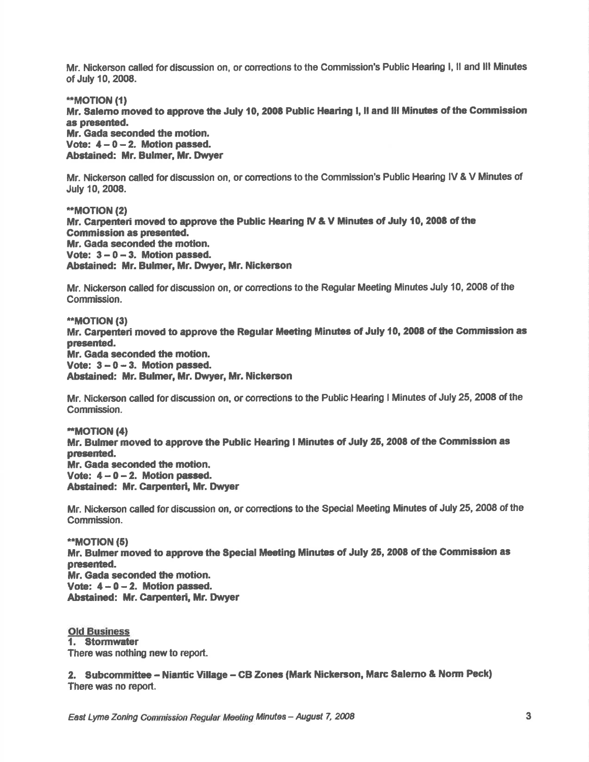Mr. Nickerson called for discussion on, or corrections to the Commission's Public Hearing I, II and III Minutes of July 10, 2008.

****MOTION (1)**
**Mr. Salerno moved to approve the July 10, 2008 Public Hearing I, II and III Minutes of the Commission as presented.**
**Mr. Gada seconded the motion.**
**Vote: 4 – 0 – 2. Motion passed.**
**Abstained: Mr. Bulmer, Mr. Dwyer**

Mr. Nickerson called for discussion on, or corrections to the Commission's Public Hearing IV & V Minutes of July 10, 2008.

****MOTION (2)**
**Mr. Carpenteri moved to approve the Public Hearing IV & V Minutes of July 10, 2008 of the Commission as presented.**
**Mr. Gada seconded the motion.**
**Vote: 3 – 0 – 3. Motion passed.**
**Abstained: Mr. Bulmer, Mr. Dwyer, Mr. Nickerson**

Mr. Nickerson called for discussion on, or corrections to the Regular Meeting Minutes July 10, 2008 of the Commission.

****MOTION (3)**
**Mr. Carpenteri moved to approve the Regular Meeting Minutes of July 10, 2008 of the Commission as presented.**
**Mr. Gada seconded the motion.**
**Vote: 3 – 0 – 3. Motion passed.**
**Abstained: Mr. Bulmer, Mr. Dwyer, Mr. Nickerson**

Mr. Nickerson called for discussion on, or corrections to the Public Hearing I Minutes of July 25, 2008 of the Commission.

****MOTION (4)**
**Mr. Bulmer moved to approve the Public Hearing I Minutes of July 25, 2008 of the Commission as presented.**
**Mr. Gada seconded the motion.**
**Vote: 4 – 0 – 2. Motion passed.**
**Abstained: Mr. Carpenteri, Mr. Dwyer**

Mr. Nickerson called for discussion on, or corrections to the Special Meeting Minutes of July 25, 2008 of the Commission.

****MOTION (5)**
**Mr. Bulmer moved to approve the Special Meeting Minutes of July 25, 2008 of the Commission as presented.**
**Mr. Gada seconded the motion.**
**Vote: 4 – 0 – 2. Motion passed.**
**Abstained: Mr. Carpenteri, Mr. Dwyer**

**<u>Old Business</u>**

**1. Stormwater**
There was nothing new to report.

**2. Subcommittee – Niantic Village – CB Zones (Mark Nickerson, Marc Salerno & Norm Peck)**
There was no report.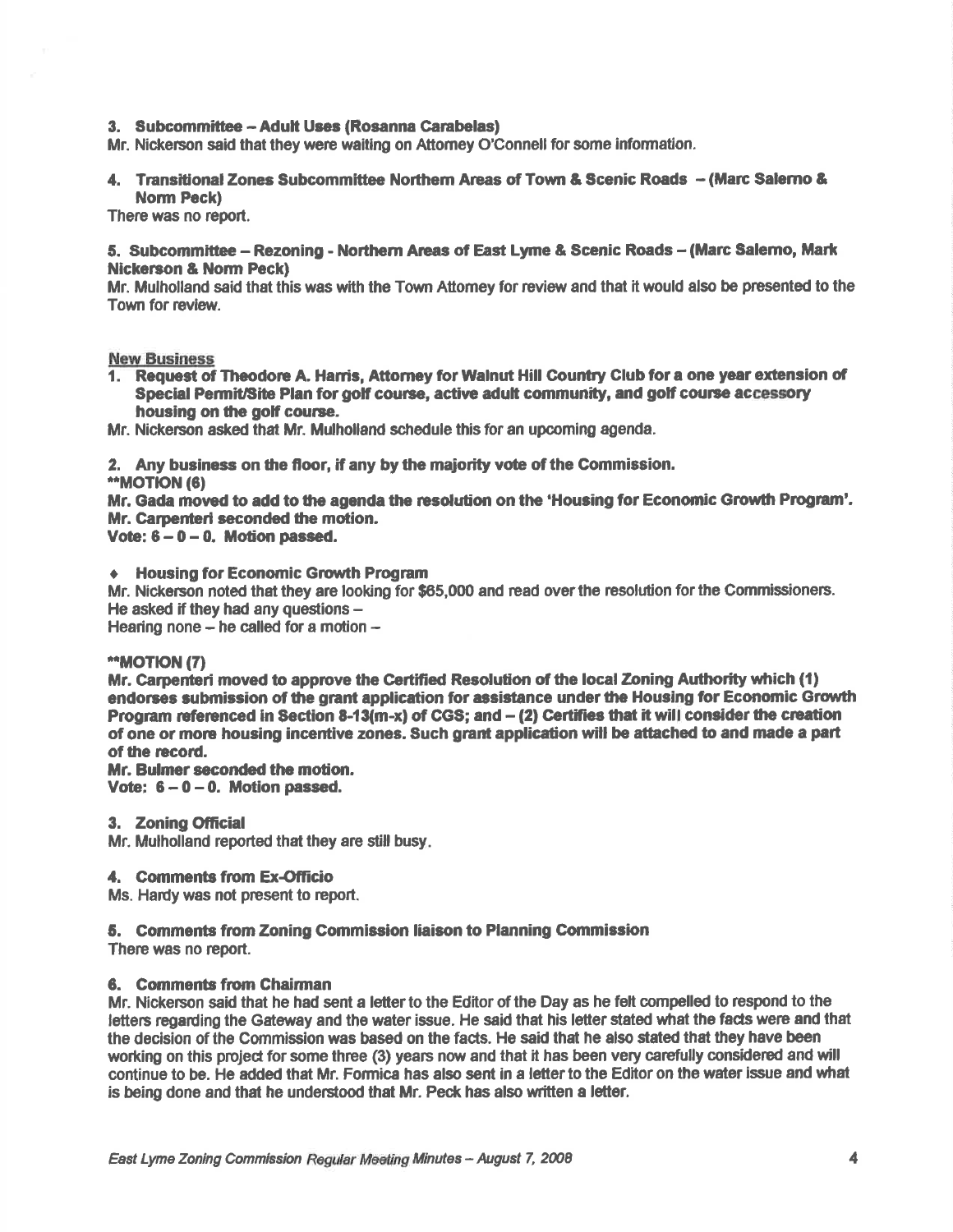**3. Subcommittee – Adult Uses (Rosanna Carabelas)**

Mr. Nickerson said that they were waiting on Attorney O'Connell for some information.

**4. Transitional Zones Subcommittee Northern Areas of Town & Scenic Roads – (Marc Salerno & Norm Peck)**

There was no report.

**5. Subcommittee – Rezoning - Northern Areas of East Lyme & Scenic Roads – (Marc Salerno, Mark Nickerson & Norm Peck)**

Mr. Mulholland said that this was with the Town Attorney for review and that it would also be presented to the Town for review.

**New Business**

1. **Request of Theodore A. Harris, Attorney for Walnut Hill Country Club for a one year extension of Special Permit/Site Plan for golf course, active adult community, and golf course accessory housing on the golf course.**

Mr. Nickerson asked that Mr. Mulholland schedule this for an upcoming agenda.

**2. Any business on the floor, if any by the majority vote of the Commission.**

****MOTION (6)**

**Mr. Gada moved to add to the agenda the resolution on the 'Housing for Economic Growth Program'.**
**Mr. Carpenteri seconded the motion.**
**Vote: 6 – 0 – 0. Motion passed.**

- **Housing for Economic Growth Program**

Mr. Nickerson noted that they are looking for $65,000 and read over the resolution for the Commissioners. He asked if they had any questions –
Hearing none – he called for a motion –

****MOTION (7)**

**Mr. Carpenteri moved to approve the Certified Resolution of the local Zoning Authority which (1) endorses submission of the grant application for assistance under the Housing for Economic Growth Program referenced in Section 8-13(m-x) of CGS; and – (2) Certifies that it will consider the creation of one or more housing incentive zones. Such grant application will be attached to and made a part of the record.**
**Mr. Bulmer seconded the motion.**
**Vote: 6 – 0 – 0. Motion passed.**

**3. Zoning Official**

Mr. Mulholland reported that they are still busy.

**4. Comments from Ex-Officio**

Ms. Hardy was not present to report.

**5. Comments from Zoning Commission liaison to Planning Commission**

There was no report.

**6. Comments from Chairman**

Mr. Nickerson said that he had sent a letter to the Editor of the Day as he felt compelled to respond to the letters regarding the Gateway and the water issue. He said that his letter stated what the facts were and that the decision of the Commission was based on the facts. He said that he also stated that they have been working on this project for some three (3) years now and that it has been very carefully considered and will continue to be. He added that Mr. Formica has also sent in a letter to the Editor on the water issue and what is being done and that he understood that Mr. Peck has also written a letter.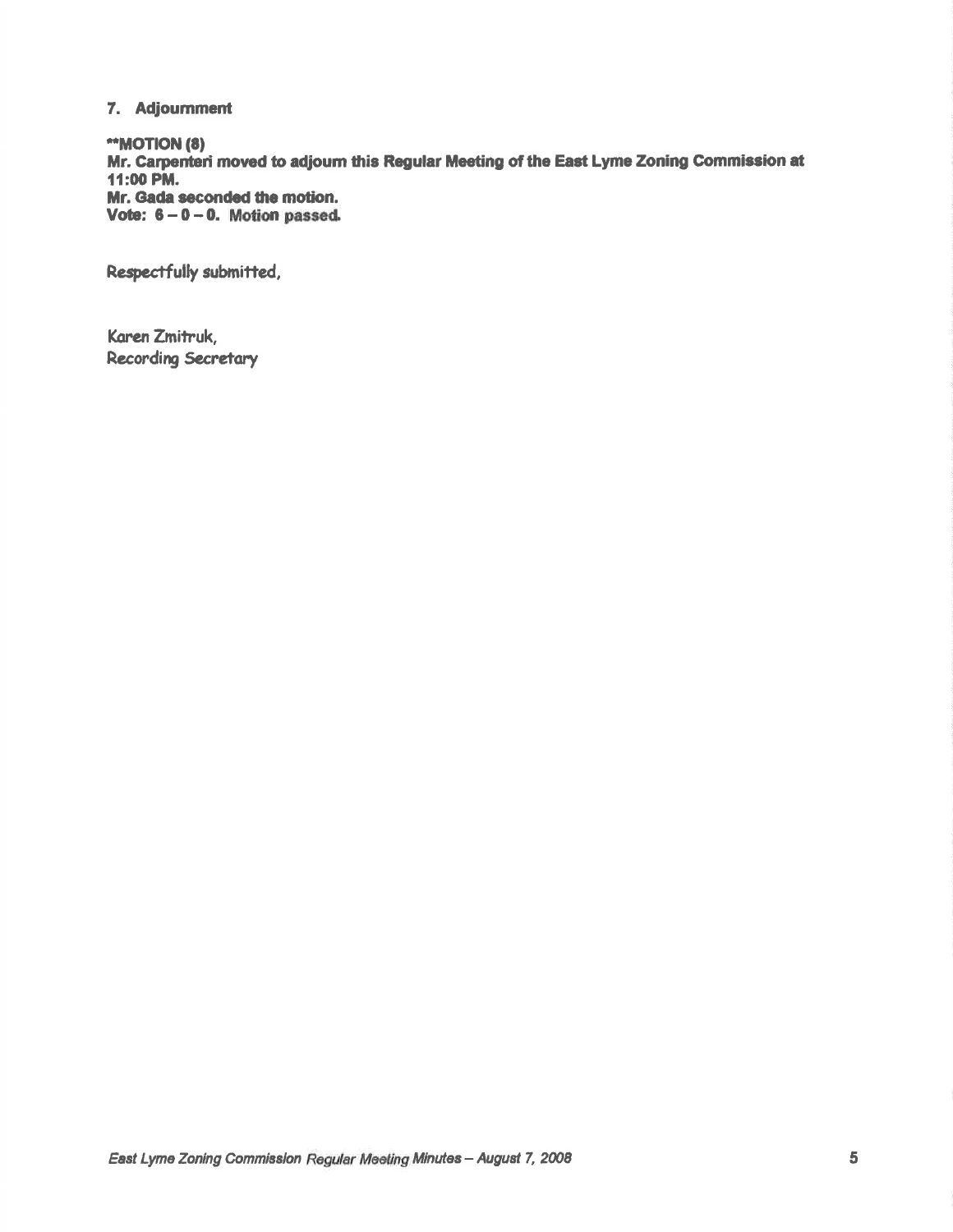## 7. Adjournment

****MOTION (8)**
**Mr. Carpenteri moved to adjourn this Regular Meeting of the East Lyme Zoning Commission at 11:00 PM.**
**Mr. Gada seconded the motion.**
**Vote: 6 – 0 – 0. Motion passed.**

Respectfully submitted,

Karen Zmitruk,
Recording Secretary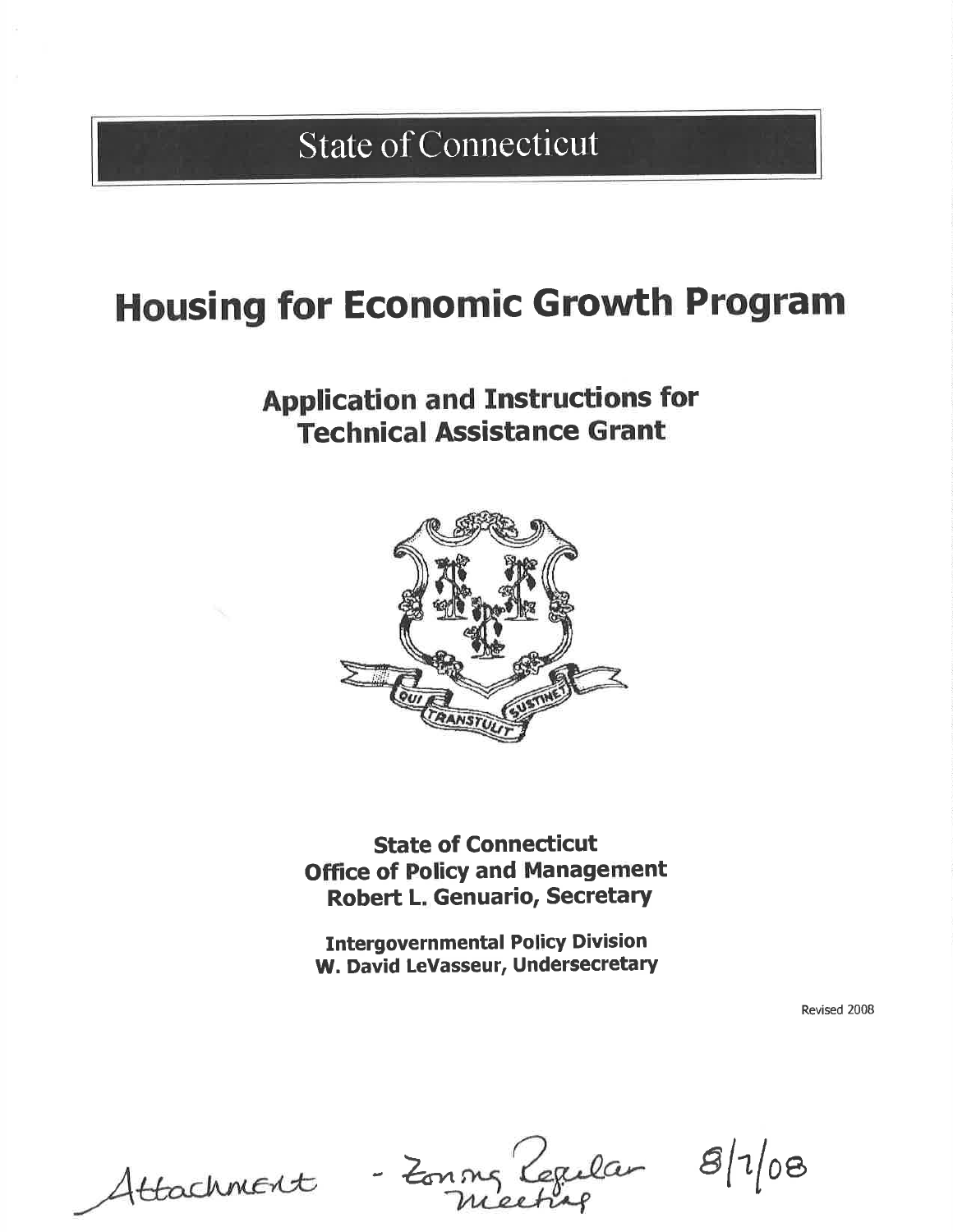# State of Connecticut

# Housing for Economic Growth Program

## Application and Instructions for Technical Assistance Grant

**State of Connecticut**
**Office of Policy and Management**
**Robert L. Genuario, Secretary**

**Intergovernmental Policy Division**
**W. David LeVasseur, Undersecretary**

Revised 2008

Attachment - Zoning Regular Meeting 8/7/08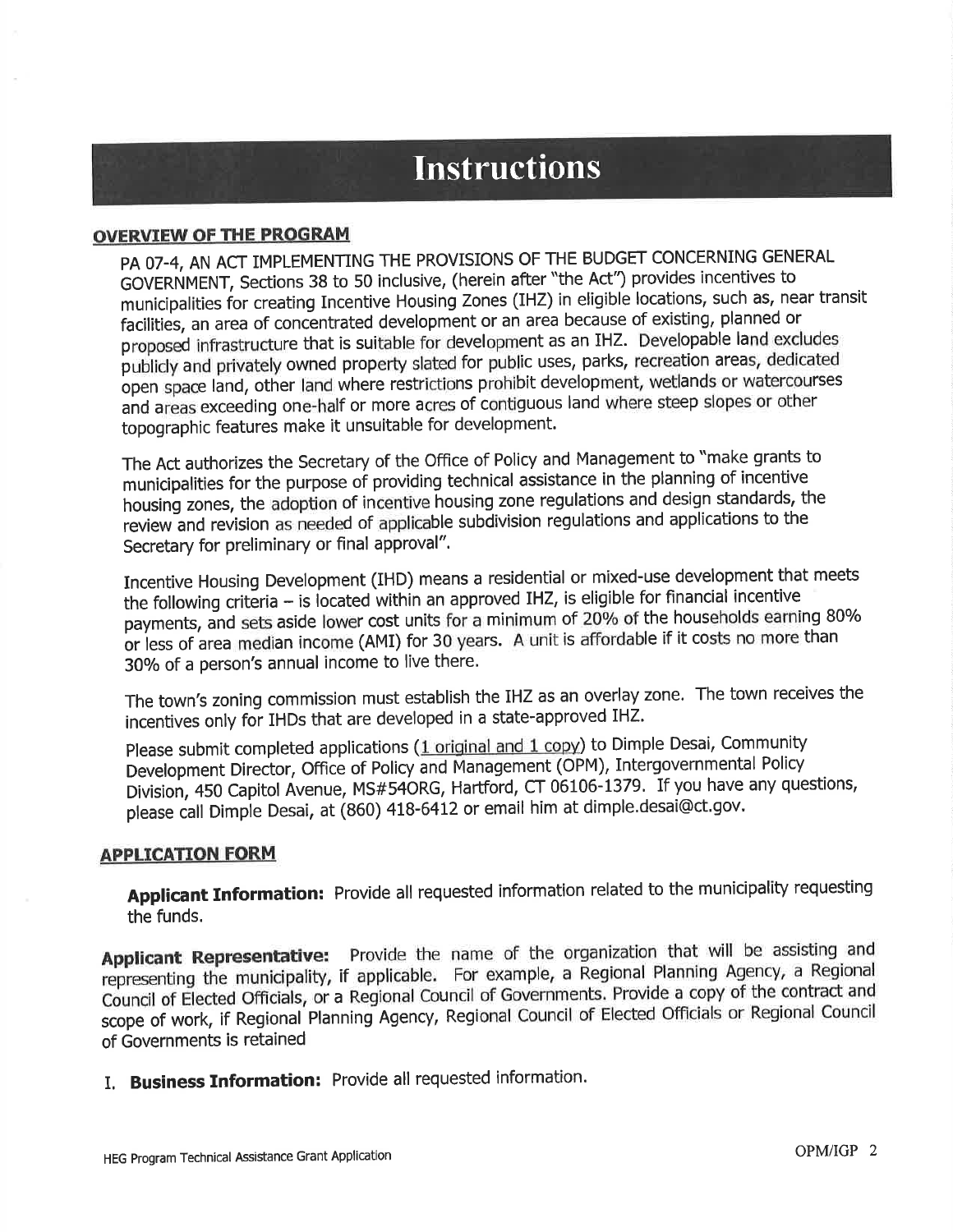# Instructions

## OVERVIEW OF THE PROGRAM

PA 07-4, AN ACT IMPLEMENTING THE PROVISIONS OF THE BUDGET CONCERNING GENERAL GOVERNMENT, Sections 38 to 50 inclusive, (herein after "the Act") provides incentives to municipalities for creating Incentive Housing Zones (IHZ) in eligible locations, such as, near transit facilities, an area of concentrated development or an area because of existing, planned or proposed infrastructure that is suitable for development as an IHZ. Developable land excludes publicly and privately owned property slated for public uses, parks, recreation areas, dedicated open space land, other land where restrictions prohibit development, wetlands or watercourses and areas exceeding one-half or more acres of contiguous land where steep slopes or other topographic features make it unsuitable for development.

The Act authorizes the Secretary of the Office of Policy and Management to "make grants to municipalities for the purpose of providing technical assistance in the planning of incentive housing zones, the adoption of incentive housing zone regulations and design standards, the review and revision as needed of applicable subdivision regulations and applications to the Secretary for preliminary or final approval".

Incentive Housing Development (IHD) means a residential or mixed-use development that meets the following criteria – is located within an approved IHZ, is eligible for financial incentive payments, and sets aside lower cost units for a minimum of 20% of the households earning 80% or less of area median income (AMI) for 30 years. A unit is affordable if it costs no more than 30% of a person's annual income to live there.

The town's zoning commission must establish the IHZ as an overlay zone. The town receives the incentives only for IHDs that are developed in a state-approved IHZ.

Please submit completed applications (1 original and 1 copy) to Dimple Desai, Community Development Director, Office of Policy and Management (OPM), Intergovernmental Policy Division, 450 Capitol Avenue, MS#54ORG, Hartford, CT 06106-1379. If you have any questions, please call Dimple Desai, at (860) 418-6412 or email him at dimple.desai@ct.gov.

## APPLICATION FORM

**Applicant Information:** Provide all requested information related to the municipality requesting the funds.

**Applicant Representative:** Provide the name of the organization that will be assisting and representing the municipality, if applicable. For example, a Regional Planning Agency, a Regional Council of Elected Officials, or a Regional Council of Governments. Provide a copy of the contract and scope of work, if Regional Planning Agency, Regional Council of Elected Officials or Regional Council of Governments is retained

I. **Business Information:** Provide all requested information.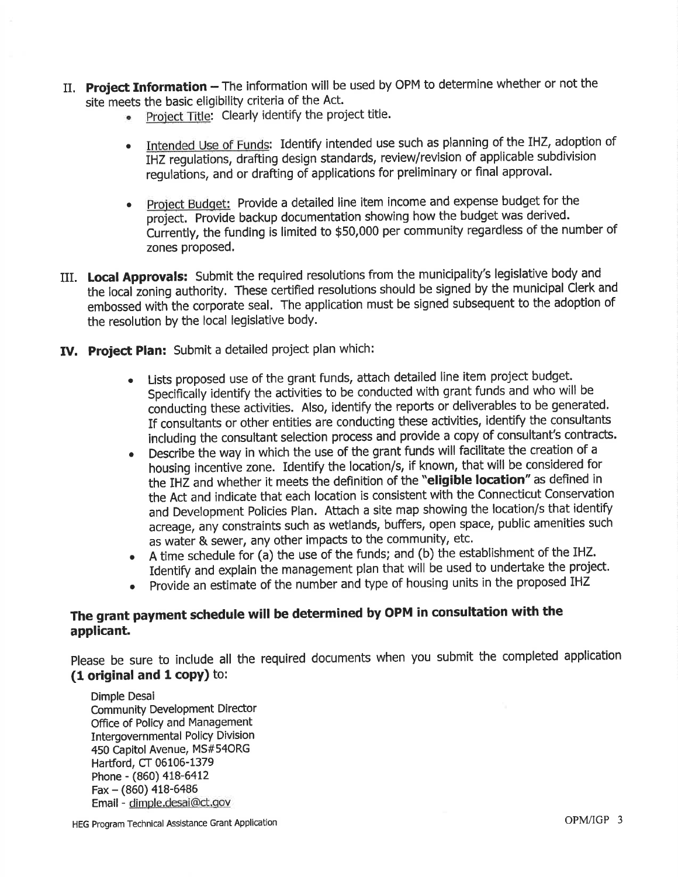II. **Project Information –** The information will be used by OPM to determine whether or not the site meets the basic eligibility criteria of the Act.

- Project Title: Clearly identify the project title.
- Intended Use of Funds: Identify intended use such as planning of the IHZ, adoption of IHZ regulations, drafting design standards, review/revision of applicable subdivision regulations, and or drafting of applications for preliminary or final approval.
- Project Budget: Provide a detailed line item income and expense budget for the project. Provide backup documentation showing how the budget was derived. Currently, the funding is limited to $50,000 per community regardless of the number of zones proposed.

III. **Local Approvals:** Submit the required resolutions from the municipality's legislative body and the local zoning authority. These certified resolutions should be signed by the municipal Clerk and embossed with the corporate seal. The application must be signed subsequent to the adoption of the resolution by the local legislative body.

IV. **Project Plan:** Submit a detailed project plan which:

- Lists proposed use of the grant funds, attach detailed line item project budget. Specifically identify the activities to be conducted with grant funds and who will be conducting these activities. Also, identify the reports or deliverables to be generated. If consultants or other entities are conducting these activities, identify the consultants including the consultant selection process and provide a copy of consultant's contracts.
- Describe the way in which the use of the grant funds will facilitate the creation of a housing incentive zone. Identify the location/s, if known, that will be considered for the IHZ and whether it meets the definition of the "**eligible location**" as defined in the Act and indicate that each location is consistent with the Connecticut Conservation and Development Policies Plan. Attach a site map showing the location/s that identify acreage, any constraints such as wetlands, buffers, open space, public amenities such as water & sewer, any other impacts to the community, etc.
- A time schedule for (a) the use of the funds; and (b) the establishment of the IHZ. Identify and explain the management plan that will be used to undertake the project.
- Provide an estimate of the number and type of housing units in the proposed IHZ

**The grant payment schedule will be determined by OPM in consultation with the applicant.**

Please be sure to include all the required documents when you submit the completed application **(1 original and 1 copy)** to:

Dimple Desai
Community Development Director
Office of Policy and Management
Intergovernmental Policy Division
450 Capitol Avenue, MS#54ORG
Hartford, CT 06106-1379
Phone - (860) 418-6412
Fax – (860) 418-6486
Email - dimple.desai@ct.gov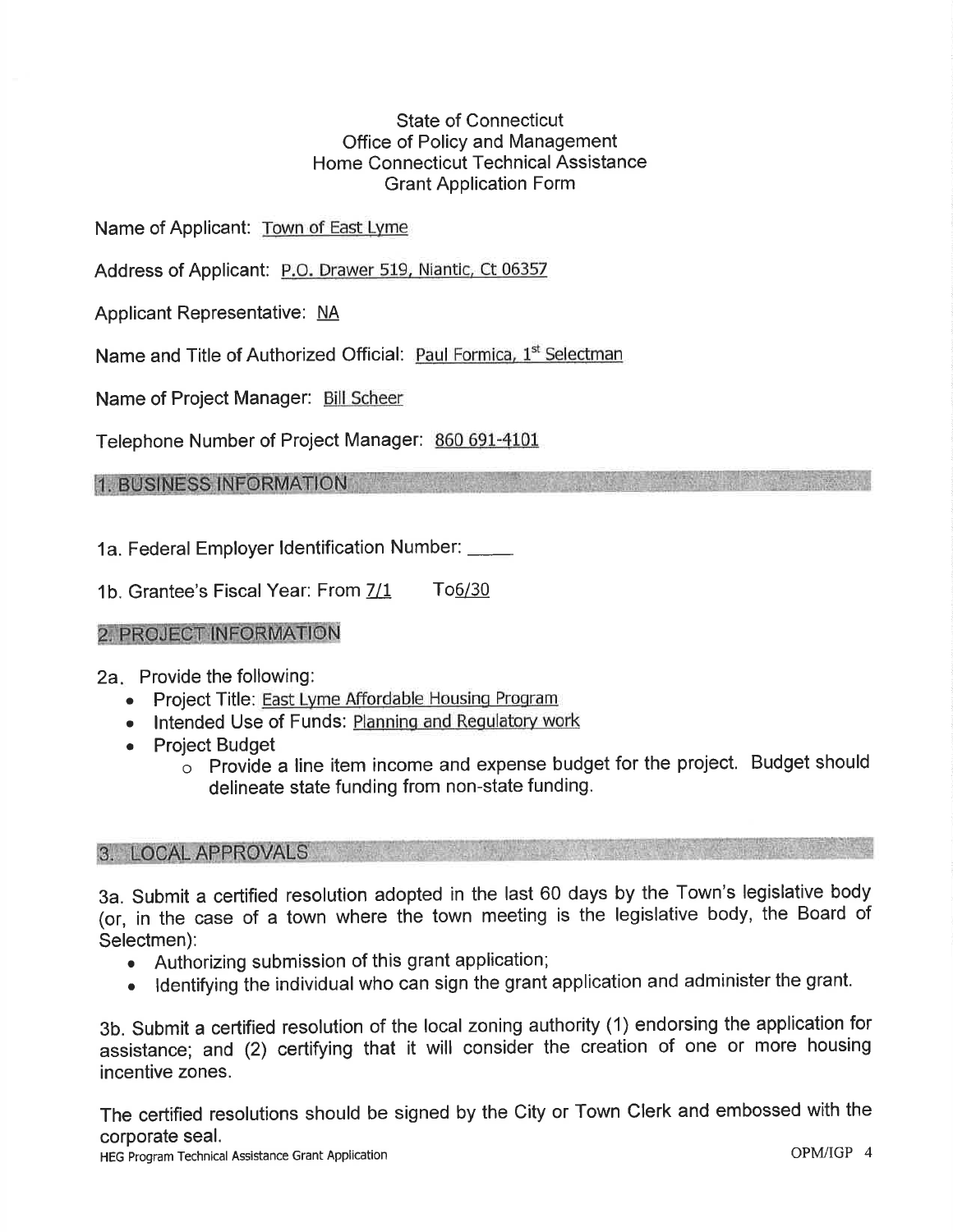State of Connecticut
Office of Policy and Management
Home Connecticut Technical Assistance
Grant Application Form

Name of Applicant: Town of East Lyme

Address of Applicant: P.O. Drawer 519, Niantic, Ct 06357

Applicant Representative: NA

Name and Title of Authorized Official: Paul Formica, 1st Selectman

Name of Project Manager: Bill Scheer

Telephone Number of Project Manager: 860 691-4101

## 1. BUSINESS INFORMATION

1a. Federal Employer Identification Number: ____

1b. Grantee's Fiscal Year: From 7/1 To 6/30

## 2. PROJECT INFORMATION

2a. Provide the following:

- Project Title: East Lyme Affordable Housing Program
- Intended Use of Funds: Planning and Regulatory work
- Project Budget
  - Provide a line item income and expense budget for the project. Budget should delineate state funding from non-state funding.

## 3. LOCAL APPROVALS

3a. Submit a certified resolution adopted in the last 60 days by the Town's legislative body (or, in the case of a town where the town meeting is the legislative body, the Board of Selectmen):

- Authorizing submission of this grant application;
- Identifying the individual who can sign the grant application and administer the grant.

3b. Submit a certified resolution of the local zoning authority (1) endorsing the application for assistance; and (2) certifying that it will consider the creation of one or more housing incentive zones.

The certified resolutions should be signed by the City or Town Clerk and embossed with the corporate seal.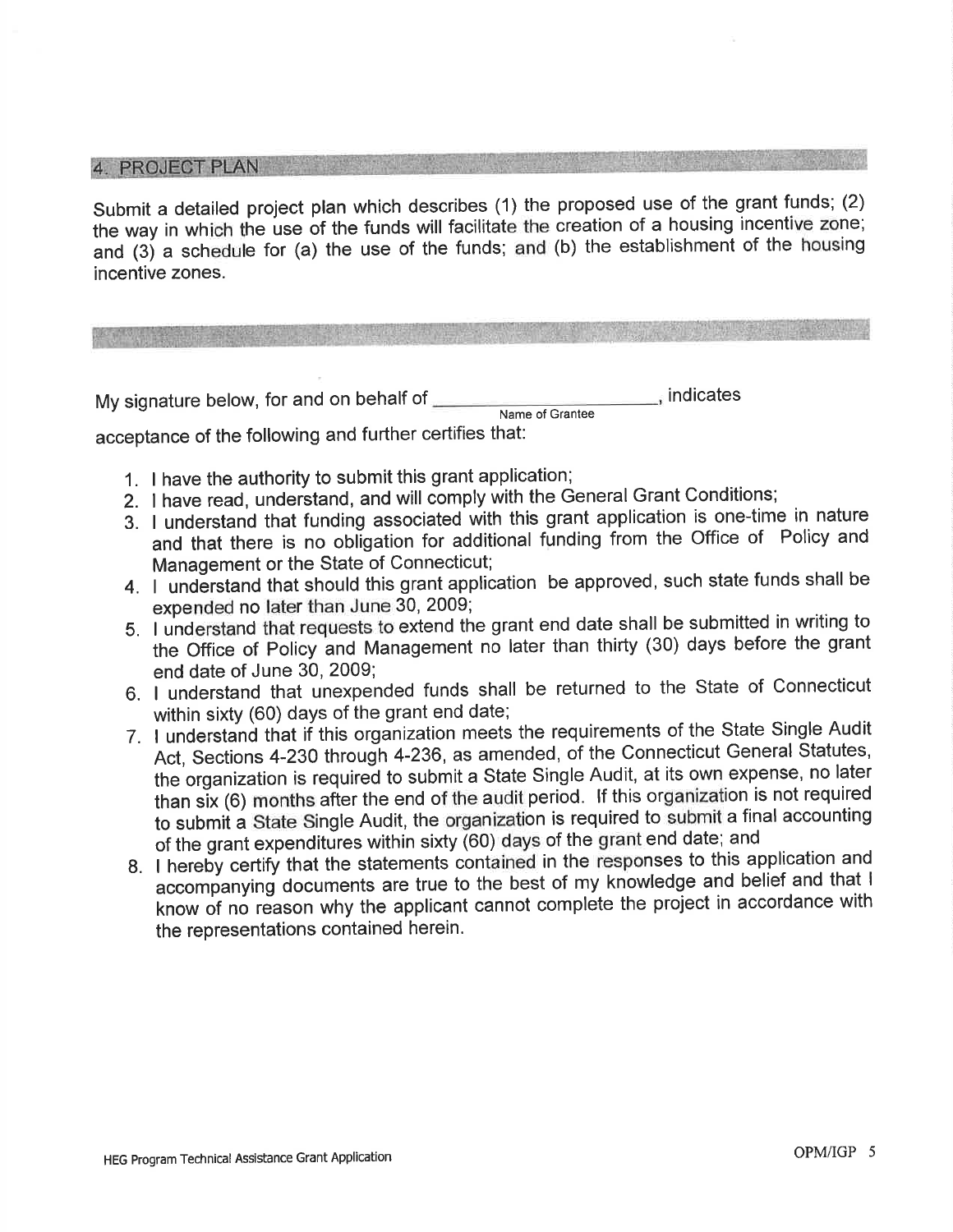## 4. PROJECT PLAN

Submit a detailed project plan which describes (1) the proposed use of the grant funds; (2) the way in which the use of the funds will facilitate the creation of a housing incentive zone; and (3) a schedule for (a) the use of the funds; and (b) the establishment of the housing incentive zones.

My signature below, for and on behalf of ______________________ (Name of Grantee), indicates acceptance of the following and further certifies that:

1. I have the authority to submit this grant application;
2. I have read, understand, and will comply with the General Grant Conditions;
3. I understand that funding associated with this grant application is one-time in nature and that there is no obligation for additional funding from the Office of Policy and Management or the State of Connecticut;
4. I understand that should this grant application be approved, such state funds shall be expended no later than June 30, 2009;
5. I understand that requests to extend the grant end date shall be submitted in writing to the Office of Policy and Management no later than thirty (30) days before the grant end date of June 30, 2009;
6. I understand that unexpended funds shall be returned to the State of Connecticut within sixty (60) days of the grant end date;
7. I understand that if this organization meets the requirements of the State Single Audit Act, Sections 4-230 through 4-236, as amended, of the Connecticut General Statutes, the organization is required to submit a State Single Audit, at its own expense, no later than six (6) months after the end of the audit period. If this organization is not required to submit a State Single Audit, the organization is required to submit a final accounting of the grant expenditures within sixty (60) days of the grant end date; and
8. I hereby certify that the statements contained in the responses to this application and accompanying documents are true to the best of my knowledge and belief and that I know of no reason why the applicant cannot complete the project in accordance with the representations contained herein.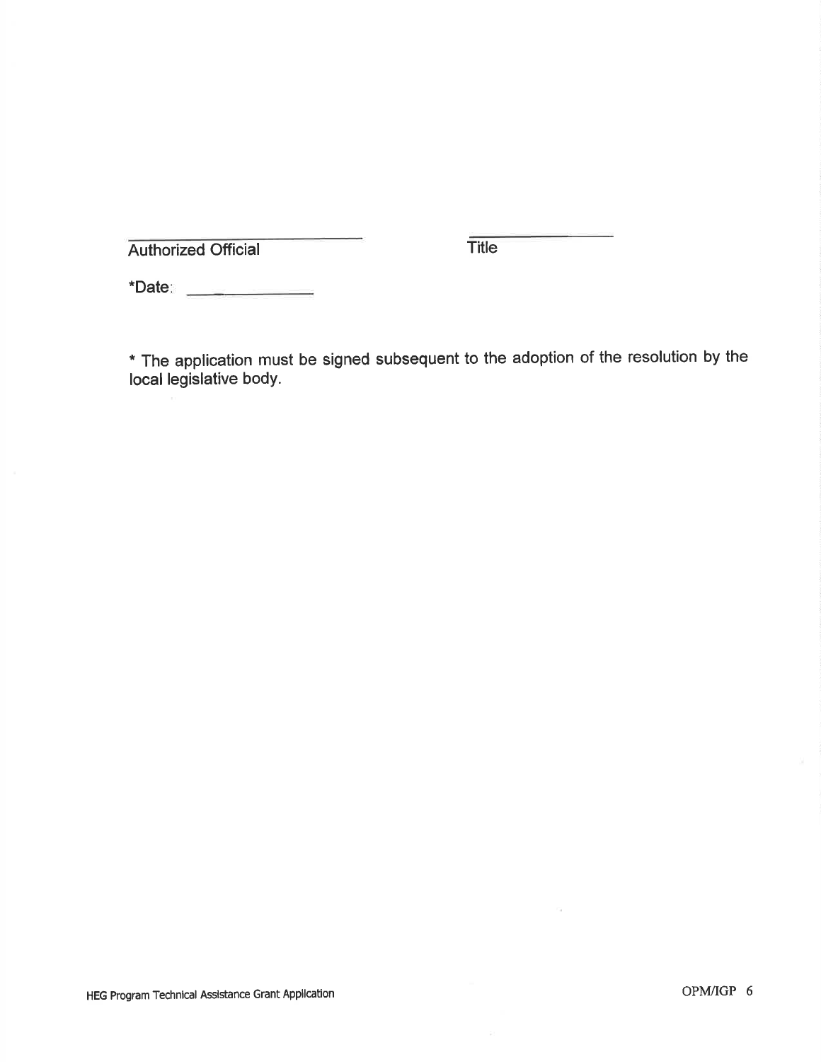\_\_\_\_\_\_\_\_\_\_\_\_\_\_\_\_\_\_\_\_\_\_\_\_\_\_\_\_ &nbsp;&nbsp;&nbsp;&nbsp;&nbsp;&nbsp;&nbsp;&nbsp; \_\_\_\_\_\_\_\_\_\_\_\_\_\_\_\_\_\_

Authorized Official &nbsp;&nbsp;&nbsp;&nbsp;&nbsp;&nbsp;&nbsp;&nbsp;&nbsp;&nbsp;&nbsp;&nbsp;&nbsp;&nbsp;&nbsp;&nbsp;&nbsp;&nbsp;&nbsp;&nbsp; Title

*Date: \_\_\_\_\_\_\_\_\_\_\_\_\_\_

* The application must be signed subsequent to the adoption of the resolution by the local legislative body.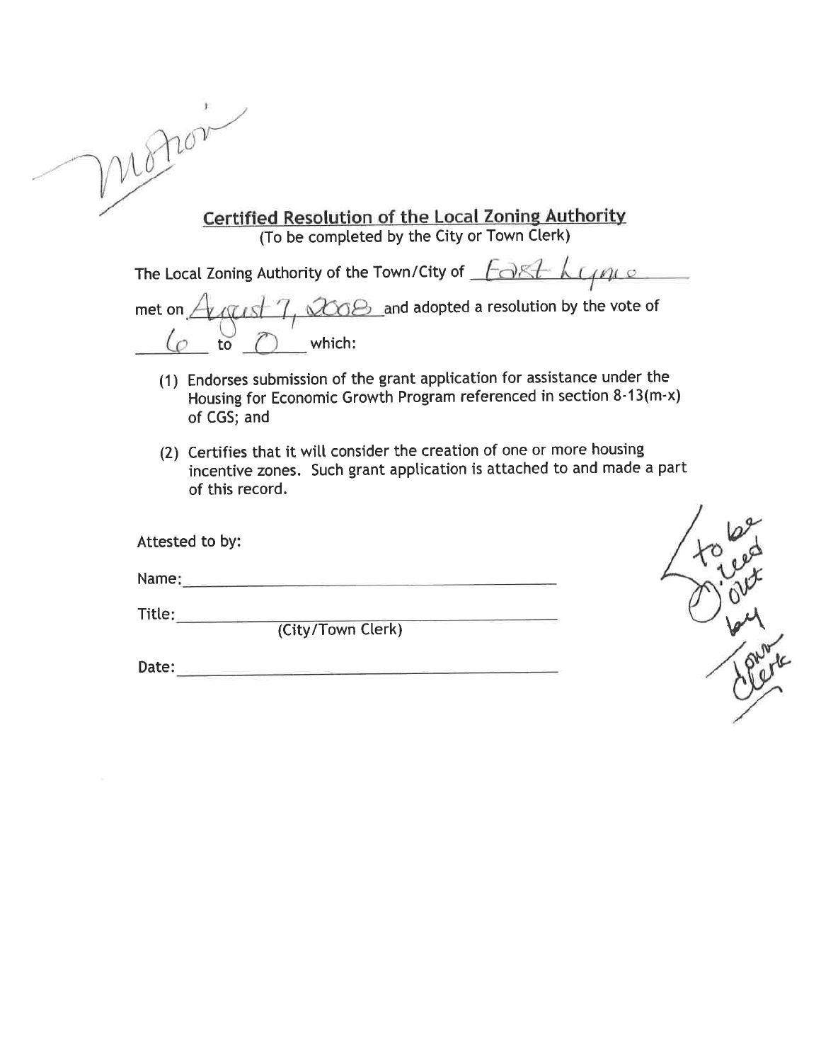Motion

## Certified Resolution of the Local Zoning Authority

(To be completed by the City or Town Clerk)

The Local Zoning Authority of the Town/City of East Lyme met on August 7, 2008 and adopted a resolution by the vote of 6 to 0 which:

(1) Endorses submission of the grant application for assistance under the Housing for Economic Growth Program referenced in section 8-13(m-x) of CGS; and

(2) Certifies that it will consider the creation of one or more housing incentive zones. Such grant application is attached to and made a part of this record.

Attested to by:

Name: ______________________

Title: ______________________
(City/Town Clerk)

Date: ______________________

to be filled out by Town Clerk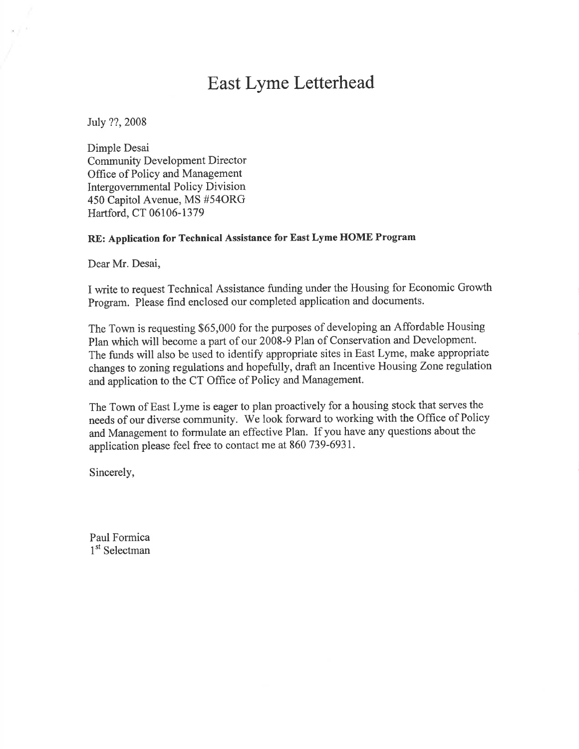# East Lyme Letterhead

July ??, 2008

Dimple Desai
Community Development Director
Office of Policy and Management
Intergovernmental Policy Division
450 Capitol Avenue, MS #54ORG
Hartford, CT 06106-1379

**RE: Application for Technical Assistance for East Lyme HOME Program**

Dear Mr. Desai,

I write to request Technical Assistance funding under the Housing for Economic Growth Program. Please find enclosed our completed application and documents.

The Town is requesting $65,000 for the purposes of developing an Affordable Housing Plan which will become a part of our 2008-9 Plan of Conservation and Development. The funds will also be used to identify appropriate sites in East Lyme, make appropriate changes to zoning regulations and hopefully, draft an Incentive Housing Zone regulation and application to the CT Office of Policy and Management.

The Town of East Lyme is eager to plan proactively for a housing stock that serves the needs of our diverse community. We look forward to working with the Office of Policy and Management to formulate an effective Plan. If you have any questions about the application please feel free to contact me at 860 739-6931.

Sincerely,

Paul Formica
1st Selectman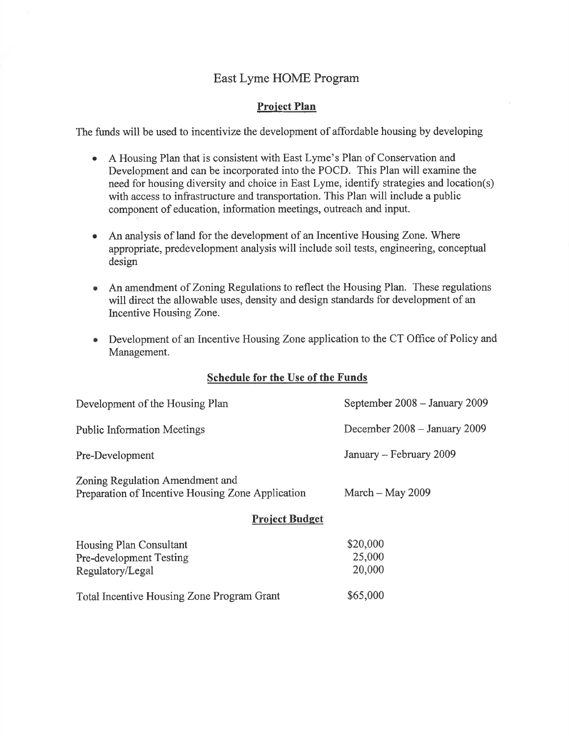# East Lyme HOME Program

## Project Plan

The funds will be used to incentivize the development of affordable housing by developing

- A Housing Plan that is consistent with East Lyme's Plan of Conservation and Development and can be incorporated into the POCD. This Plan will examine the need for housing diversity and choice in East Lyme, identify strategies and location(s) with access to infrastructure and transportation. This Plan will include a public component of education, information meetings, outreach and input.
- An analysis of land for the development of an Incentive Housing Zone. Where appropriate, predevelopment analysis will include soil tests, engineering, conceptual design
- An amendment of Zoning Regulations to reflect the Housing Plan. These regulations will direct the allowable uses, density and design standards for development of an Incentive Housing Zone.
- Development of an Incentive Housing Zone application to the CT Office of Policy and Management.

## Schedule for the Use of the Funds

| | |
|---|---|
| Development of the Housing Plan | September 2008 – January 2009 |
| Public Information Meetings | December 2008 – January 2009 |
| Pre-Development | January – February 2009 |
| Zoning Regulation Amendment and Preparation of Incentive Housing Zone Application | March – May 2009 |

## Project Budget

| | |
|---|---|
| Housing Plan Consultant | $20,000 |
| Pre-development Testing | 25,000 |
| Regulatory/Legal | 20,000 |
| Total Incentive Housing Zone Program Grant | $65,000 |